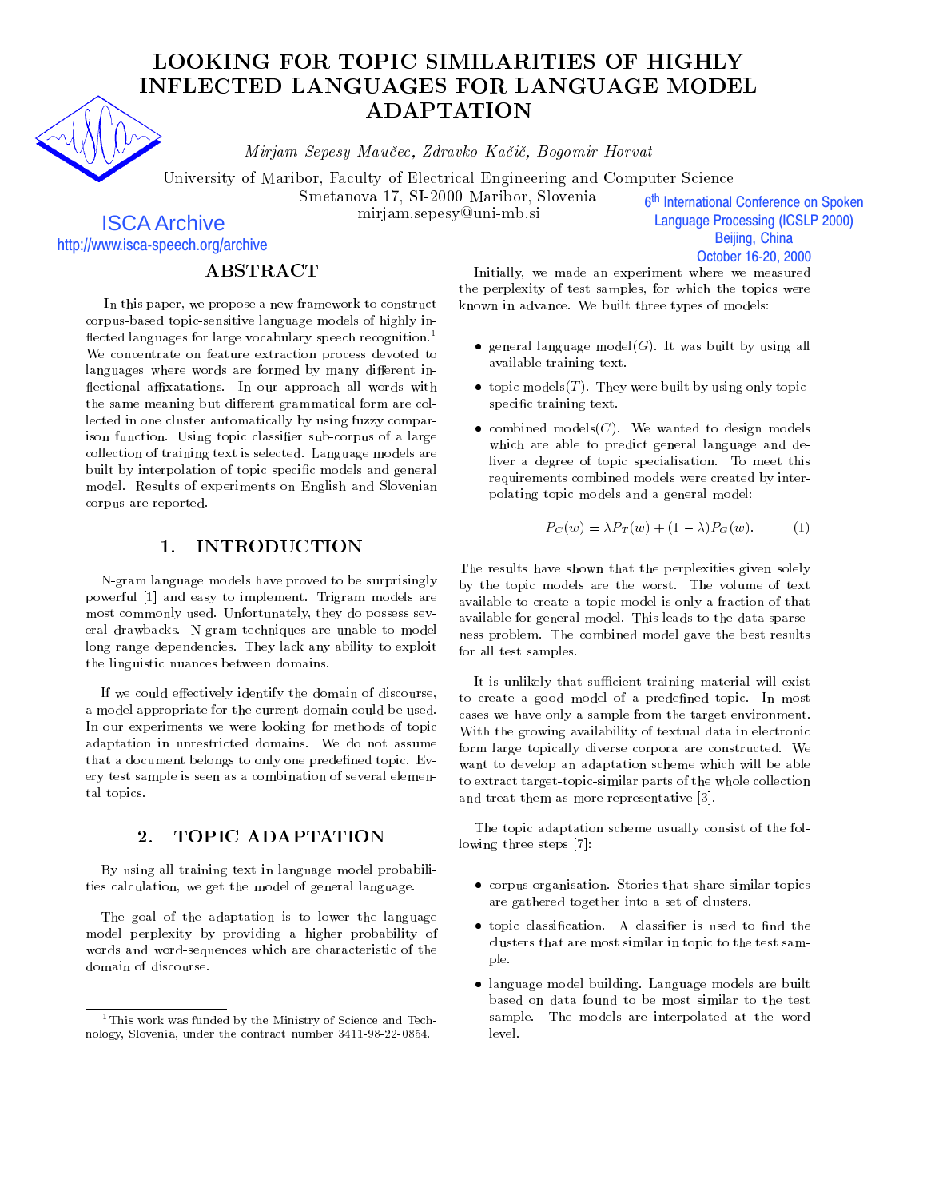# LOOKING FOR TOPIC SIMILARITIES OF HIGHLY INFLECTED LANGUAGES FOR LANGUAGE MODEL ADAPTATION

*Mirjam Sepesy Maučec, Zdravko Kačič, Bogomir Horvat*

University of Maribor, Faculty of Electrical Engineering and Computer Science
Smetanova 17, SI-2000 Maribor, Slovenia
mirjam.sepesy@uni-mb.si

## ABSTRACT

In this paper, we propose a new framework to construct corpus-based topic-sensitive language models of highly inflected languages for large vocabulary speech recognition.[1] We concentrate on feature extraction process devoted to languages where words are formed by many different inflectional affixatations. In our approach all words with the same meaning but different grammatical form are collected in one cluster automatically by using fuzzy comparison function. Using topic classifier sub-corpus of a large collection of training text is selected. Language models are built by interpolation of topic specific models and general model. Results of experiments on English and Slovenian corpus are reported.

## 1. INTRODUCTION

N-gram language models have proved to be surprisingly powerful [1] and easy to implement. Trigram models are most commonly used. Unfortunately, they do possess several drawbacks. N-gram techniques are unable to model long range dependencies. They lack any ability to exploit the linguistic nuances between domains.

If we could effectively identify the domain of discourse, a model appropriate for the current domain could be used. In our experiments we were looking for methods of topic adaptation in unrestricted domains. We do not assume that a document belongs to only one predefined topic. Every test sample is seen as a combination of several elemental topics.

## 2. TOPIC ADAPTATION

By using all training text in language model probabilities calculation, we get the model of general language.

The goal of the adaptation is to lower the language model perplexity by providing a higher probability of words and word-sequences which are characteristic of the domain of discourse.

Initially, we made an experiment where we measured the perplexity of test samples, for which the topics were known in advance. We built three types of models:

- general language model($G$). It was built by using all available training text.
- topic models($T$). They were built by using only topic-specific training text.
- combined models($C$). We wanted to design models which are able to predict general language and deliver a degree of topic specialisation. To meet this requirements combined models were created by interpolating topic models and a general model:

$$P_C(w) = \lambda P_T(w) + (1 - \lambda) P_G(w). \qquad (1)$$

The results have shown that the perplexities given solely by the topic models are the worst. The volume of text available to create a topic model is only a fraction of that available for general model. This leads to the data sparseness problem. The combined model gave the best results for all test samples.

It is unlikely that sufficient training material will exist to create a good model of a predefined topic. In most cases we have only a sample from the target environment. With the growing availability of textual data in electronic form large topically diverse corpora are constructed. We want to develop an adaptation scheme which will be able to extract target-topic-similar parts of the whole collection and treat them as more representative [3].

The topic adaptation scheme usually consist of the following three steps [7]:

- corpus organisation. Stories that share similar topics are gathered together into a set of clusters.
- topic classification. A classifier is used to find the clusters that are most similar in topic to the test sample.
- language model building. Language models are built based on data found to be most similar to the test sample. The models are interpolated at the word level.

[1] This work was funded by the Ministry of Science and Technology, Slovenia, under the contract number 3411-98-22-0854.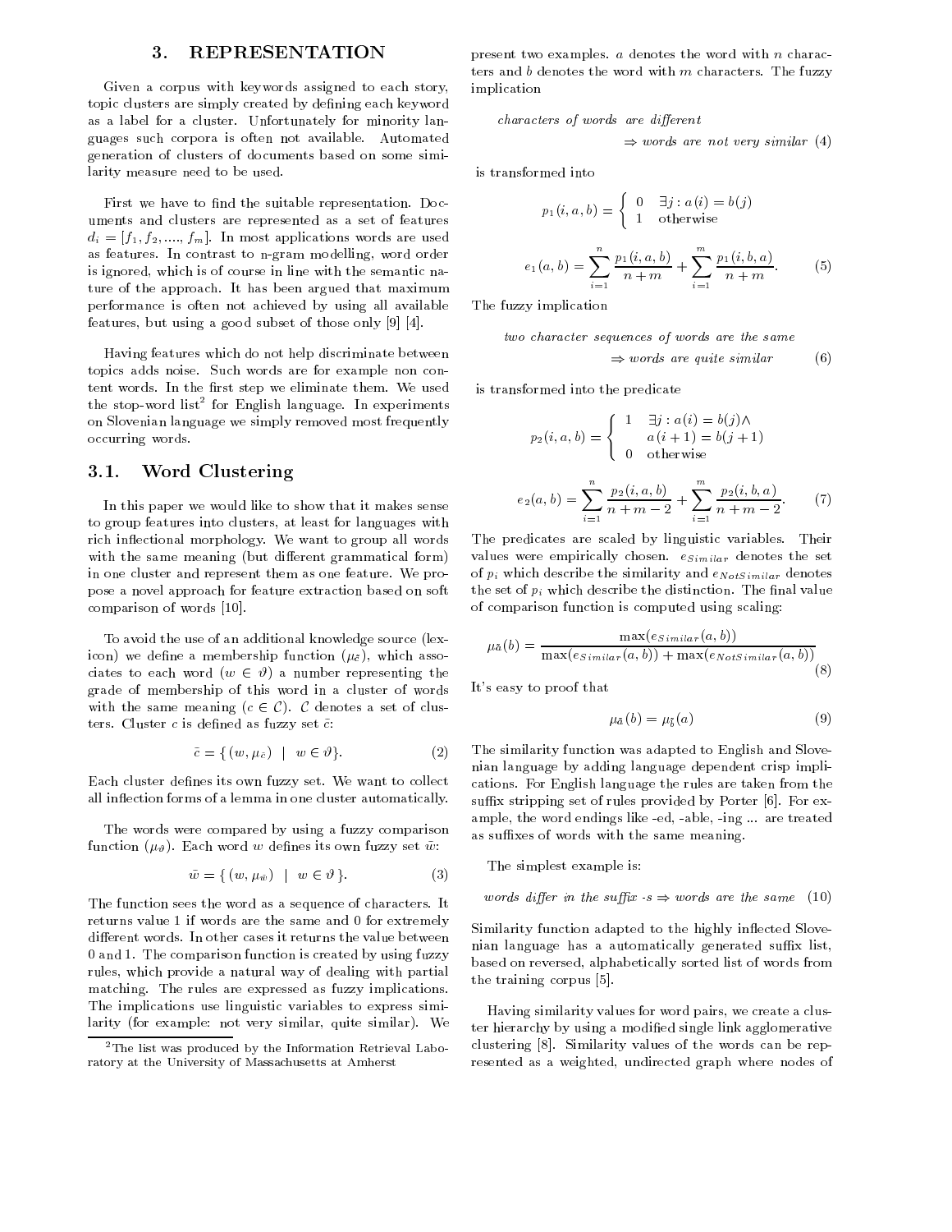## 3. REPRESENTATION

Given a corpus with keywords assigned to each story, topic clusters are simply created by defining each keyword as a label for a cluster. Unfortunately for minority languages such corpora is often not available. Automated generation of clusters of documents based on some similarity measure need to be used.

First we have to find the suitable representation. Documents and clusters are represented as a set of features $d_i = [f_1, f_2, ...., f_m]$. In most applications words are used as features. In contrast to n-gram modelling, word order is ignored, which is of course in line with the semantic nature of the approach. It has been argued that maximum performance is often not achieved by using all available features, but using a good subset of those only [9] [4].

Having features which do not help discriminate between topics adds noise. Such words are for example non content words. In the first step we eliminate them. We used the stop-word list[2] for English language. In experiments on Slovenian language we simply removed most frequently occurring words.

### 3.1. Word Clustering

In this paper we would like to show that it makes sense to group features into clusters, at least for languages with rich inflectional morphology. We want to group all words with the same meaning (but different grammatical form) in one cluster and represent them as one feature. We propose a novel approach for feature extraction based on soft comparison of words [10].

To avoid the use of an additional knowledge source (lexicon) we define a membership function ($\mu_{\tilde{c}}$), which associates to each word ($w \in \vartheta$) a number representing the grade of membership of this word in a cluster of words with the same meaning ($c \in \mathcal{C}$). $\mathcal{C}$ denotes a set of clusters. Cluster $c$ is defined as fuzzy set $\tilde{c}$:

$$\tilde{c} = \{ (w, \mu_{\tilde{c}}) \mid w \in \vartheta \}. \tag{2}$$

Each cluster defines its own fuzzy set. We want to collect all inflection forms of a lemma in one cluster automatically.

The words were compared by using a fuzzy comparison function ($\mu_{\vartheta}$). Each word $w$ defines its own fuzzy set $\tilde{w}$:

$$\tilde{w} = \{ (w, \mu_{\tilde{w}}) \mid w \in \vartheta \}. \tag{3}$$

The function sees the word as a sequence of characters. It returns value 1 if words are the same and 0 for extremely different words. In other cases it returns the value between 0 and 1. The comparison function is created by using fuzzy rules, which provide a natural way of dealing with partial matching. The rules are expressed as fuzzy implications. The implications use linguistic variables to express similarity (for example: not very similar, quite similar). We present two examples. $a$ denotes the word with $n$ characters and $b$ denotes the word with $m$ characters. The fuzzy implication

$$\textit{characters of words are different} \Rightarrow \textit{words are not very similar} \tag{4}$$

is transformed into

$$p_1(i, a, b) = \begin{cases} 0 & \exists j : a(i) = b(j) \\ 1 & \text{otherwise} \end{cases}$$

$$e_1(a, b) = \sum_{i=1}^{n} \frac{p_1(i, a, b)}{n + m} + \sum_{i=1}^{m} \frac{p_1(i, b, a)}{n + m}. \tag{5}$$

The fuzzy implication

$$\textit{two character sequences of words are the same} \Rightarrow \textit{words are quite similar} \tag{6}$$

is transformed into the predicate

$$p_2(i, a, b) = \begin{cases} 1 & \exists j : a(i) = b(j) \wedge \\ & a(i+1) = b(j+1) \\ 0 & \text{otherwise} \end{cases}$$

$$e_2(a, b) = \sum_{i=1}^{n} \frac{p_2(i, a, b)}{n + m - 2} + \sum_{i=1}^{m} \frac{p_2(i, b, a)}{n + m - 2}. \tag{7}$$

The predicates are scaled by linguistic variables. Their values were empirically chosen. $e_{Similar}$ denotes the set of $p_i$ which describe the similarity and $e_{NotSimilar}$ denotes the set of $p_i$ which describe the distinction. The final value of comparison function is computed using scaling:

$$\mu_{\tilde{a}}(b) = \frac{\max(e_{Similar}(a, b))}{\max(e_{Similar}(a, b)) + \max(e_{NotSimilar}(a, b))} \tag{8}$$

It's easy to proof that

$$\mu_{\tilde{a}}(b) = \mu_{\tilde{b}}(a) \tag{9}$$

The similarity function was adapted to English and Slovenian language by adding language dependent crisp implications. For English language the rules are taken from the suffix stripping set of rules provided by Porter [6]. For example, the word endings like -ed, -able, -ing ... are treated as suffixes of words with the same meaning.

The simplest example is:

$$\textit{words differ in the suffix -s} \Rightarrow \textit{words are the same} \tag{10}$$

Similarity function adapted to the highly inflected Slovenian language has a automatically generated suffix list, based on reversed, alphabetically sorted list of words from the training corpus [5].

Having similarity values for word pairs, we create a cluster hierarchy by using a modified single link agglomerative clustering [8]. Similarity values of the words can be represented as a weighted, undirected graph where nodes of

[2] The list was produced by the Information Retrieval Laboratory at the University of Massachusetts at Amherst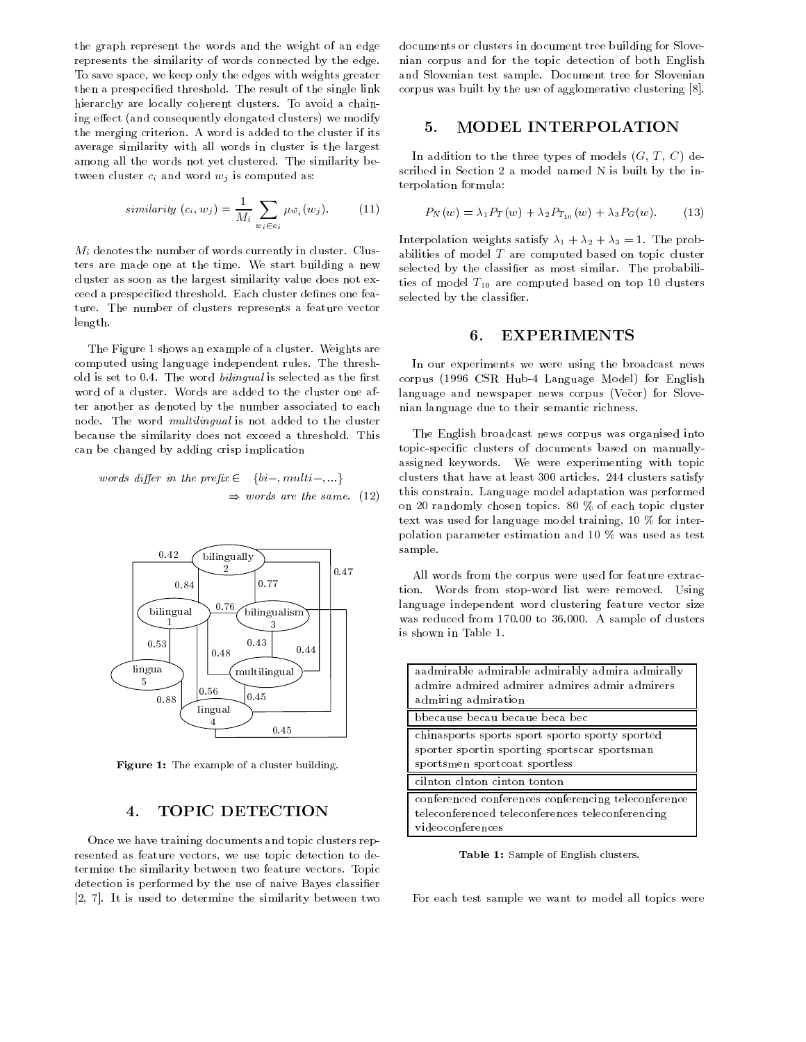the graph represent the words and the weight of an edge represents the similarity of words connected by the edge. To save space, we keep only the edges with weights greater then a prespecified threshold. The result of the single link hierarchy are locally coherent clusters. To avoid a chaining effect (and consequently elongated clusters) we modify the merging criterion. A word is added to the cluster if its average similarity with all words in cluster is the largest among all the words not yet clustered. The similarity between cluster $c_i$ and word $w_j$ is computed as:

$$similarity\ (c_i, w_j) = \frac{1}{M_i} \sum_{w_i \in c_i} \mu_{\tilde{w_i}}(w_j). \quad (11)$$

$M_i$ denotes the number of words currently in cluster. Clusters are made one at the time. We start building a new cluster as soon as the largest similarity value does not exceed a prespecified threshold. Each cluster defines one feature. The number of clusters represents a feature vector length.

The Figure 1 shows an example of a cluster. Weights are computed using language independent rules. The threshold is set to 0.4. The word *bilingual* is selected as the first word of a cluster. Words are added to the cluster one after another as denoted by the number associated to each node. The word *multilingual* is not added to the cluster because the similarity does not exceed a threshold. This can be changed by adding crisp implication

$$words\ differ\ in\ the\ prefix \in \ \{bi-, multi-, ...\} \Rightarrow words\ are\ the\ same. \quad (12)$$

0.42
bilingually
2
0.47
0.84
0.77
bilingual
1
0.76
bilingualism
3
0.53
0.48
0.43
0.44
lingua
5
multilingual
0.56
0.88
0.45
lingual
4
0.45

**Figure 1:** The example of a cluster building.

## 4. TOPIC DETECTION

Once we have training documents and topic clusters represented as feature vectors, we use topic detection to determine the similarity between two feature vectors. Topic detection is performed by the use of naive Bayes classifier [2, 7]. It is used to determine the similarity between two documents or clusters in document tree building for Slovenian corpus and for the topic detection of both English and Slovenian test sample. Document tree for Slovenian corpus was built by the use of agglomerative clustering [8].

## 5. MODEL INTERPOLATION

In addition to the three types of models ($G$, $T$, $C$) described in Section 2 a model named N is built by the interpolation formula:

$$P_N(w) = \lambda_1 P_T(w) + \lambda_2 P_{T_{10}}(w) + \lambda_3 P_G(w). \quad (13)$$

Interpolation weights satisfy $\lambda_1 + \lambda_2 + \lambda_3 = 1$. The probabilities of model $T$ are computed based on topic cluster selected by the classifier as most similar. The probabilities of model $T_{10}$ are computed based on top 10 clusters selected by the classifier.

## 6. EXPERIMENTS

In our experiments we were using the broadcast news corpus (1996 CSR Hub-4 Language Model) for English language and newspaper news corpus (Večer) for Slovenian language due to their semantic richness.

The English broadcast news corpus was organised into topic-specific clusters of documents based on manually-assigned keywords. We were experimenting with topic clusters that have at least 300 articles. 244 clusters satisfy this constrain. Language model adaptation was performed on 20 randomly chosen topics. 80 % of each topic cluster text was used for language model training, 10 % for interpolation parameter estimation and 10 % was used as test sample.

All words from the corpus were used for feature extraction. Words from stop-word list were removed. Using language independent word clustering feature vector size was reduced from 170.00 to 36.000. A sample of clusters is shown in Table 1.

| |
|---|
| aadmirable admirable admirably admira admirally admire admired admirer admires admir admirers admiring admiration |
| bbecause becau becaue beca bec |
| chinasports sports sport sporto sporty sported sporter sportin sporting sportscar sportsman sportsmen sportcoat sportless |
| cilnton clnton cinton tonton |
| conferenced conferences conferencing teleconference teleconferenced teleconferences teleconferencing videoconferences |

**Table 1:** Sample of English clusters.

For each test sample we want to model all topics were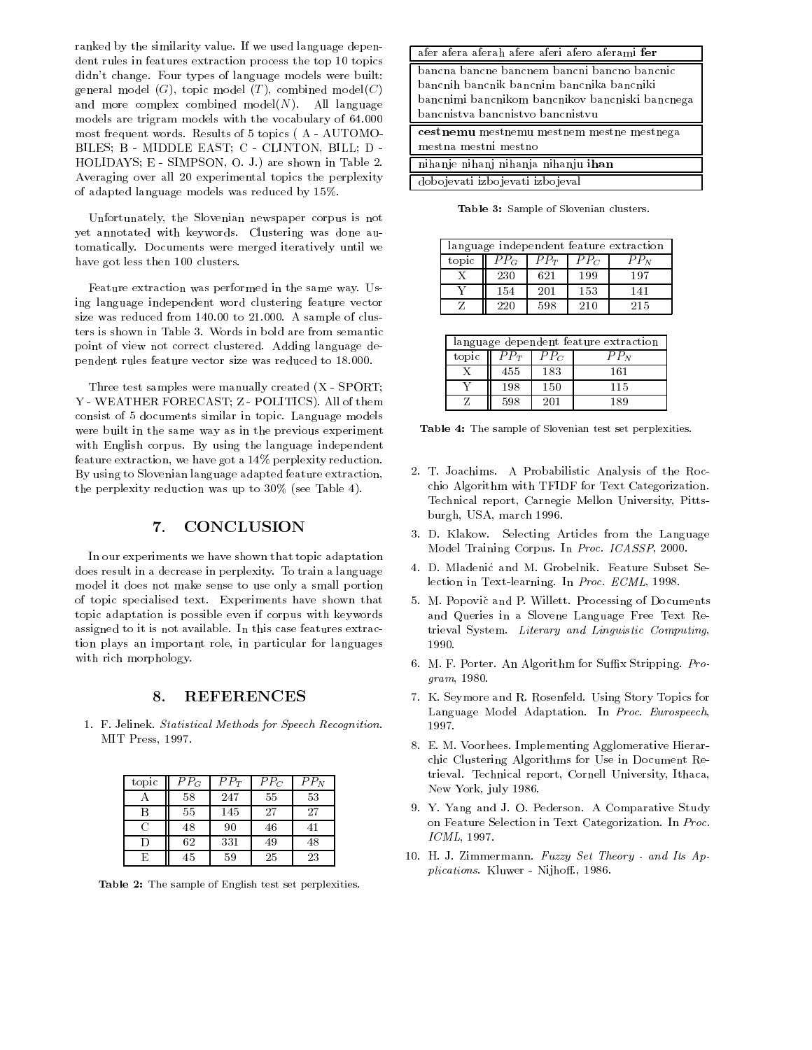ranked by the similarity value. If we used language dependent rules in features extraction process the top 10 topics didn't change. Four types of language models were built: general model ($G$), topic model ($T$), combined model($C$) and more complex combined model($N$). All language models are trigram models with the vocabulary of 64.000 most frequent words. Results of 5 topics ( A - AUTOMOBILES; B - MIDDLE EAST; C - CLINTON, BILL; D - HOLIDAYS; E - SIMPSON, O. J.) are shown in Table 2. Averaging over all 20 experimental topics the perplexity of adapted language models was reduced by 15%.

Unfortunately, the Slovenian newspaper corpus is not yet annotated with keywords. Clustering was done automatically. Documents were merged iteratively until we have got less then 100 clusters.

Feature extraction was performed in the same way. Using language independent word clustering feature vector size was reduced from 140.00 to 21.000. A sample of clusters is shown in Table 3. Words in bold are from semantic point of view not correct clustered. Adding language dependent rules feature vector size was reduced to 18.000.

Three test samples were manually created (X - SPORT; Y - WEATHER FORECAST; Z - POLITICS). All of them consist of 5 documents similar in topic. Language models were built in the same way as in the previous experiment with English corpus. By using the language independent feature extraction, we have got a 14% perplexity reduction. By using to Slovenian language adapted feature extraction, the perplexity reduction was up to 30% (see Table 4).

## 7. CONCLUSION

In our experiments we have shown that topic adaptation does result in a decrease in perplexity. To train a language model it does not make sense to use only a small portion of topic specialised text. Experiments have shown that topic adaptation is possible even if corpus with keywords assigned to it is not available. In this case features extraction plays an important role, in particular for languages with rich morphology.

## 8. REFERENCES

1. F. Jelinek. *Statistical Methods for Speech Recognition*. MIT Press, 1997.
2. T. Joachims. A Probabilistic Analysis of the Rocchio Algorithm with TFIDF for Text Categorization. Technical report, Carnegie Mellon University, Pittsburgh, USA, march 1996.
3. D. Klakow. Selecting Articles from the Language Model Training Corpus. In *Proc. ICASSP*, 2000.
4. D. Mladenić and M. Grobelnik. Feature Subset Selection in Text-learning. In *Proc. ECML*, 1998.
5. M. Popovič and P. Willett. Processing of Documents and Queries in a Slovene Language Free Text Retrieval System. *Literary and Linguistic Computing*, 1990.
6. M. F. Porter. An Algorithm for Suffix Stripping. *Program*, 1980.
7. K. Seymore and R. Rosenfeld. Using Story Topics for Language Model Adaptation. In *Proc. Eurospeech*, 1997.
8. E. M. Voorhees. Implementing Agglomerative Hierarchic Clustering Algorithms for Use in Document Retrieval. Technical report, Cornell University, Ithaca, New York, july 1986.
9. Y. Yang and J. O. Pederson. A Comparative Study on Feature Selection in Text Categorization. In *Proc. ICML*, 1997.
10. H. J. Zimmermann. *Fuzzy Set Theory - and Its Applications*. Kluwer - Nijhoff., 1986.

| topic | $PP_G$ | $PP_T$ | $PP_C$ | $PP_N$ |
|---|---|---|---|---|
| A | 58 | 247 | 55 | 53 |
| B | 55 | 145 | 27 | 27 |
| C | 48 | 90 | 46 | 41 |
| D | 62 | 331 | 49 | 48 |
| E | 45 | 59 | 25 | 23 |

**Table 2:** The sample of English test set perplexities.

| |
|---|
| afer afera aferah afere aferi afero aferami **fer** |
| bancna bancne bancnem bancni bancno bancnic bancnih bancnik bancnim bancnika bancniki bancnimi bancnikom bancnikov bancniski bancnega bancnistva bancnistvo bancnistvu |
| **cestnemu** mestnemu mestnem mestne mestnega mestna mestni mestno |
| nihanje nihanj nihanja nihanju **ihan** |
| dobojevati izbojevati izbojeval |

**Table 3:** Sample of Slovenian clusters.

| language independent feature extraction | | | | |
|---|---|---|---|---|
| topic | $PP_G$ | $PP_T$ | $PP_C$ | $PP_N$ |
| X | 230 | 621 | 199 | 197 |
| Y | 154 | 201 | 153 | 141 |
| Z | 220 | 598 | 210 | 215 |

| language dependent feature extraction | | | |
|---|---|---|---|
| topic | $PP_T$ | $PP_C$ | $PP_N$ |
| X | 455 | 183 | 161 |
| Y | 198 | 150 | 115 |
| Z | 598 | 201 | 189 |

**Table 4:** The sample of Slovenian test set perplexities.